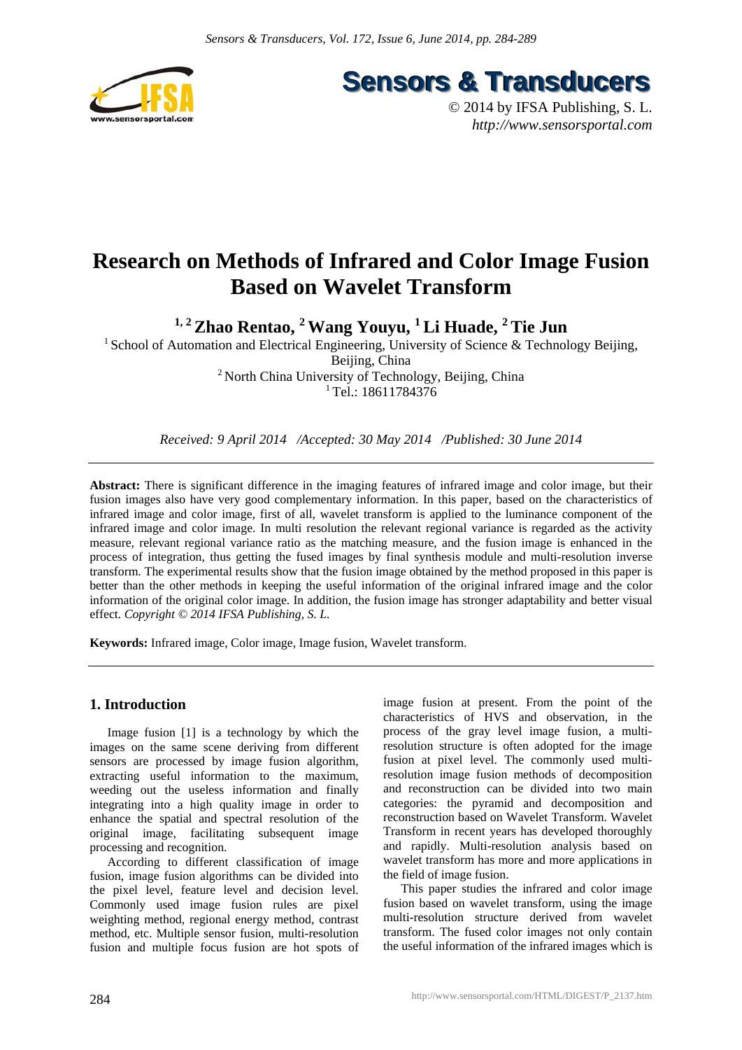# Research on Methods of Infrared and Color Image Fusion Based on Wavelet Transform

**[1, 2] Zhao Rentao, [2] Wang Youyu, [1] Li Huade, [2] Tie Jun**

[1] School of Automation and Electrical Engineering, University of Science & Technology Beijing, Beijing, China

[2] North China University of Technology, Beijing, China

[1] Tel.: 18611784376

*Received: 9 April 2014 /Accepted: 30 May 2014 /Published: 30 June 2014*

---

**Abstract:** There is significant difference in the imaging features of infrared image and color image, but their fusion images also have very good complementary information. In this paper, based on the characteristics of infrared image and color image, first of all, wavelet transform is applied to the luminance component of the infrared image and color image. In multi resolution the relevant regional variance is regarded as the activity measure, relevant regional variance ratio as the matching measure, and the fusion image is enhanced in the process of integration, thus getting the fused images by final synthesis module and multi-resolution inverse transform. The experimental results show that the fusion image obtained by the method proposed in this paper is better than the other methods in keeping the useful information of the original infrared image and the color information of the original color image. In addition, the fusion image has stronger adaptability and better visual effect. *Copyright © 2014 IFSA Publishing, S. L.*

**Keywords:** Infrared image, Color image, Image fusion, Wavelet transform.

---

## 1. Introduction

Image fusion [1] is a technology by which the images on the same scene deriving from different sensors are processed by image fusion algorithm, extracting useful information to the maximum, weeding out the useless information and finally integrating into a high quality image in order to enhance the spatial and spectral resolution of the original image, facilitating subsequent image processing and recognition.

According to different classification of image fusion, image fusion algorithms can be divided into the pixel level, feature level and decision level. Commonly used image fusion rules are pixel weighting method, regional energy method, contrast method, etc. Multiple sensor fusion, multi-resolution fusion and multiple focus fusion are hot spots of image fusion at present. From the point of the characteristics of HVS and observation, in the process of the gray level image fusion, a multi-resolution structure is often adopted for the image fusion at pixel level. The commonly used multi-resolution image fusion methods of decomposition and reconstruction can be divided into two main categories: the pyramid and decomposition and reconstruction based on Wavelet Transform. Wavelet Transform in recent years has developed thoroughly and rapidly. Multi-resolution analysis based on wavelet transform has more and more applications in the field of image fusion.

This paper studies the infrared and color image fusion based on wavelet transform, using the image multi-resolution structure derived from wavelet transform. The fused color images not only contain the useful information of the infrared images which is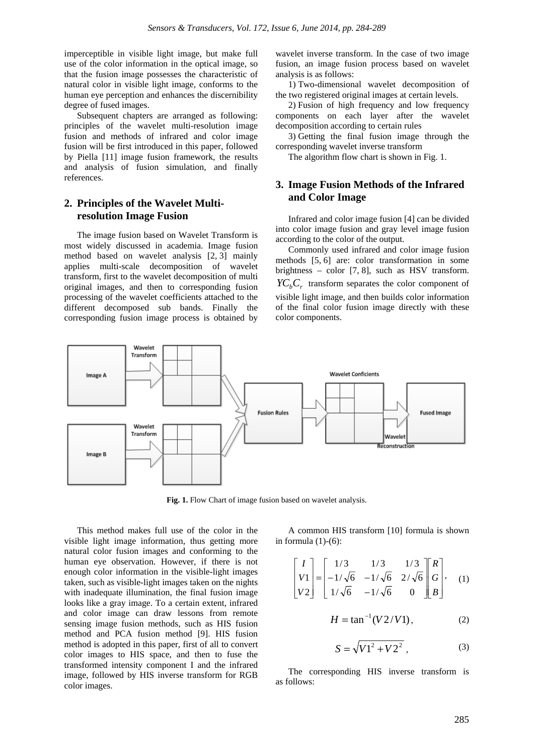imperceptible in visible light image, but make full use of the color information in the optical image, so that the fusion image possesses the characteristic of natural color in visible light image, conforms to the human eye perception and enhances the discernibility degree of fused images.

Subsequent chapters are arranged as following: principles of the wavelet multi-resolution image fusion and methods of infrared and color image fusion will be first introduced in this paper, followed by Piella [11] image fusion framework, the results and analysis of fusion simulation, and finally references.

## 2. Principles of the Wavelet Multi-resolution Image Fusion

The image fusion based on Wavelet Transform is most widely discussed in academia. Image fusion method based on wavelet analysis [2, 3] mainly applies multi-scale decomposition of wavelet transform, first to the wavelet decomposition of multi original images, and then to corresponding fusion processing of the wavelet coefficients attached to the different decomposed sub bands. Finally the corresponding fusion image process is obtained by wavelet inverse transform. In the case of two image fusion, an image fusion process based on wavelet analysis is as follows:

1) Two-dimensional wavelet decomposition of the two registered original images at certain levels.

2) Fusion of high frequency and low frequency components on each layer after the wavelet decomposition according to certain rules

3) Getting the final fusion image through the corresponding wavelet inverse transform

The algorithm flow chart is shown in Fig. 1.

## 3. Image Fusion Methods of the Infrared and Color Image

Infrared and color image fusion [4] can be divided into color image fusion and gray level image fusion according to the color of the output.

Commonly used infrared and color image fusion methods [5, 6] are: color transformation in some brightness – color [7, 8], such as HSV transform. $YC_bC_r$ transform separates the color component of visible light image, and then builds color information of the final color fusion image directly with these color components.

**Fig. 1.** Flow Chart of image fusion based on wavelet analysis.

This method makes full use of the color in the visible light image information, thus getting more natural color fusion images and conforming to the human eye observation. However, if there is not enough color information in the visible-light images taken, such as visible-light images taken on the nights with inadequate illumination, the final fusion image looks like a gray image. To a certain extent, infrared and color image can draw lessons from remote sensing image fusion methods, such as HIS fusion method and PCA fusion method [9]. HIS fusion method is adopted in this paper, first of all to convert color images to HIS space, and then to fuse the transformed intensity component I and the infrared image, followed by HIS inverse transform for RGB color images.

A common HIS transform [10] formula is shown in formula (1)-(6):

$$\begin{bmatrix} I \\ V1 \\ V2 \end{bmatrix} = \begin{bmatrix} 1/3 & 1/3 & 1/3 \\ -1/\sqrt{6} & -1/\sqrt{6} & 2/\sqrt{6} \\ 1/\sqrt{6} & -1/\sqrt{6} & 0 \end{bmatrix} \begin{bmatrix} R \\ G \\ B \end{bmatrix}, \quad (1)$$

$$H = \tan^{-1}(V2/V1), \quad (2)$$

$$S = \sqrt{V1^2 + V2^2}, \quad (3)$$

The corresponding HIS inverse transform is as follows: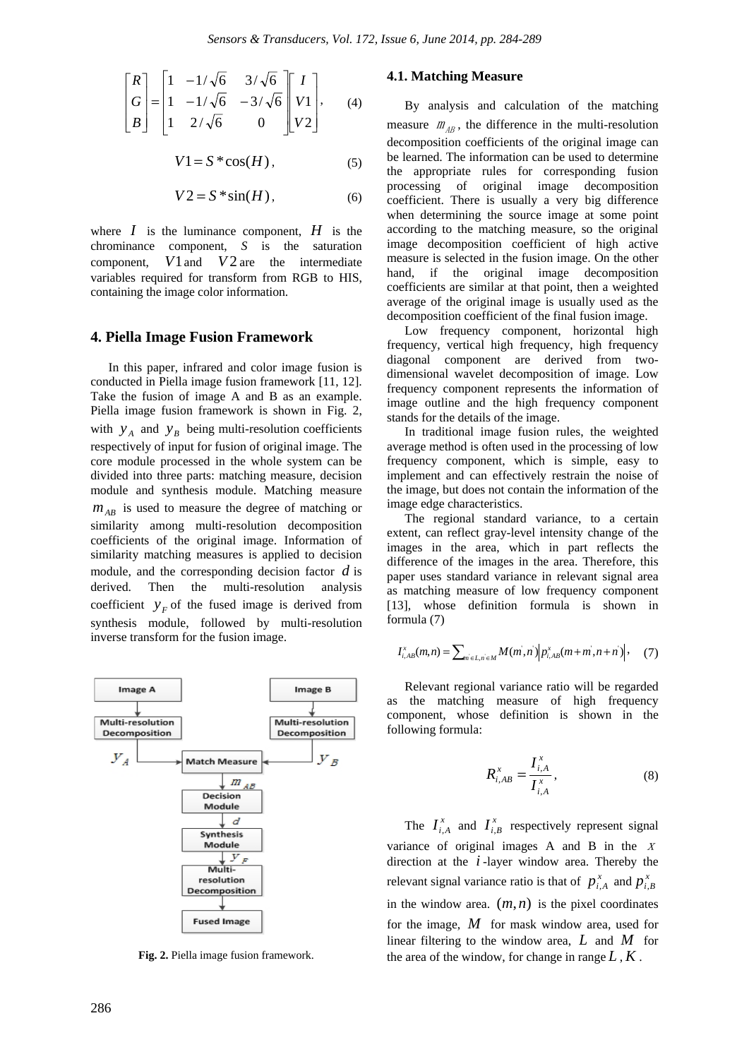$$\begin{bmatrix} R \\ G \\ B \end{bmatrix} = \begin{bmatrix} 1 & -1/\sqrt{6} & 3/\sqrt{6} \\ 1 & -1/\sqrt{6} & -3/\sqrt{6} \\ 1 & 2/\sqrt{6} & 0 \end{bmatrix} \begin{bmatrix} I \\ V1 \\ V2 \end{bmatrix}, \quad (4)$$

$$V1 = S * \cos(H), \quad (5)$$

$$V2 = S * \sin(H), \quad (6)$$

where $I$ is the luminance component, $H$ is the chrominance component, $S$ is the saturation component, $V1$ and $V2$ are the intermediate variables required for transform from RGB to HIS, containing the image color information.

## 4. Piella Image Fusion Framework

In this paper, infrared and color image fusion is conducted in Piella image fusion framework [11, 12]. Take the fusion of image A and B as an example. Piella image fusion framework is shown in Fig. 2, with $y_A$ and $y_B$ being multi-resolution coefficients respectively of input for fusion of original image. The core module processed in the whole system can be divided into three parts: matching measure, decision module and synthesis module. Matching measure $m_{AB}$ is used to measure the degree of matching or similarity among multi-resolution decomposition coefficients of the original image. Information of similarity matching measures is applied to decision module, and the corresponding decision factor $d$ is derived. Then the multi-resolution analysis coefficient $y_F$ of the fused image is derived from synthesis module, followed by multi-resolution inverse transform for the fusion image.

**Fig. 2.** Piella image fusion framework.

### 4.1. Matching Measure

By analysis and calculation of the matching measure $m_{AB}$, the difference in the multi-resolution decomposition coefficients of the original image can be learned. The information can be used to determine the appropriate rules for corresponding fusion processing of original image decomposition coefficient. There is usually a very big difference when determining the source image at some point according to the matching measure, so the original image decomposition coefficient of high active measure is selected in the fusion image. On the other hand, if the original image decomposition coefficients are similar at that point, then a weighted average of the original image is usually used as the decomposition coefficient of the final fusion image.

Low frequency component, horizontal high frequency, vertical high frequency, high frequency diagonal component are derived from two-dimensional wavelet decomposition of image. Low frequency component represents the information of image outline and the high frequency component stands for the details of the image.

In traditional image fusion rules, the weighted average method is often used in the processing of low frequency component, which is simple, easy to implement and can effectively restrain the noise of the image, but does not contain the information of the image edge characteristics.

The regional standard variance, to a certain extent, can reflect gray-level intensity change of the images in the area, which in part reflects the difference of the images in the area. Therefore, this paper uses standard variance in relevant signal area as matching measure of low frequency component [13], whose definition formula is shown in formula (7)

$$I_{i,AB}^{x}(m,n) = \sum_{m' \in L, n' \in M} M(m',n') \left| p_{i,AB}^{x}(m+m',n+n') \right|, \quad (7)$$

Relevant regional variance ratio will be regarded as the matching measure of high frequency component, whose definition is shown in the following formula:

$$R_{i,AB}^{x} = \frac{I_{i,A}^{x}}{I_{i,A}^{x}}, \quad (8)$$

The $I_{i,A}^{x}$ and $I_{i,B}^{x}$ respectively represent signal variance of original images A and B in the $x$ direction at the $i$-layer window area. Thereby the relevant signal variance ratio is that of $p_{i,A}^{x}$ and $p_{i,B}^{x}$ in the window area. $(m,n)$ is the pixel coordinates for the image, $M$ for mask window area, used for linear filtering to the window area, $L$ and $M$ for the area of the window, for change in range $L$, $K$.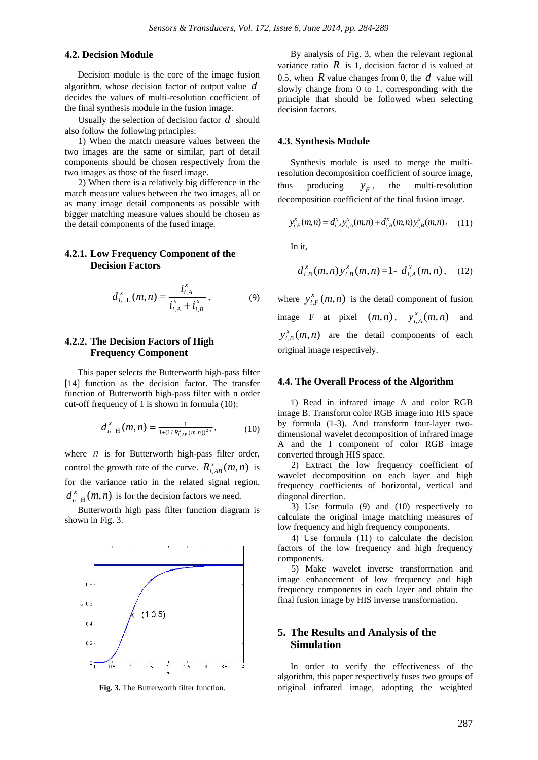### 4.2. Decision Module

Decision module is the core of the image fusion algorithm, whose decision factor of output value $d$ decides the values of multi-resolution coefficient of the final synthesis module in the fusion image.

Usually the selection of decision factor $d$ should also follow the following principles:

1) When the match measure values between the two images are the same or similar, part of detail components should be chosen respectively from the two images as those of the fused image.

2) When there is a relatively big difference in the match measure values between the two images, all or as many image detail components as possible with bigger matching measure values should be chosen as the detail components of the fused image.

#### 4.2.1. Low Frequency Component of the Decision Factors

$$d_{i,\ \mathrm{L}}^{x}(m,n) = \frac{i_{i,A}^{x}}{i_{i,A}^{x} + i_{i,B}^{x}}, \tag{9}$$

#### 4.2.2. The Decision Factors of High Frequency Component

This paper selects the Butterworth high-pass filter [14] function as the decision factor. The transfer function of Butterworth high-pass filter with n order cut-off frequency of 1 is shown in formula (10):

$$d_{i,\ \mathrm{H}}^{x}(m,n) = \frac{1}{1+(1/R_{i,AB}^{x}(m,n))^{2n}}, \tag{10}$$

where $n$ is for Butterworth high-pass filter order, control the growth rate of the curve. $R_{i,AB}^{x}(m,n)$ is for the variance ratio in the related signal region. $d_{i,\ \mathrm{H}}^{x}(m,n)$ is for the decision factors we need.

Butterworth high pass filter function diagram is shown in Fig. 3.

**Fig. 3.** The Butterworth filter function.

By analysis of Fig. 3, when the relevant regional variance ratio $R$ is 1, decision factor d is valued at 0.5, when $R$ value changes from 0, the $d$ value will slowly change from 0 to 1, corresponding with the principle that should be followed when selecting decision factors.

### 4.3. Synthesis Module

Synthesis module is used to merge the multi-resolution decomposition coefficient of source image, thus producing $y_F$, the multi-resolution decomposition coefficient of the final fusion image.

$$y_{i,F}^{x}(m,n) = d_{i,A}^{x} y_{i,A}^{x}(m,n) + d_{i,B}^{x}(m,n) y_{i,B}^{x}(m,n), \tag{11}$$

In it,

$$d_{i,B}^{x}(m,n) y_{i,B}^{x}(m,n) = 1 - d_{i,A}^{x}(m,n), \tag{12}$$

where $y_{i,F}^{x}(m,n)$ is the detail component of fusion image F at pixel $(m,n)$, $y_{i,A}^{x}(m,n)$ and $y_{i,B}^{x}(m,n)$ are the detail components of each original image respectively.

### 4.4. The Overall Process of the Algorithm

1) Read in infrared image A and color RGB image B. Transform color RGB image into HIS space by formula (1-3). And transform four-layer two-dimensional wavelet decomposition of infrared image A and the I component of color RGB image converted through HIS space.

2) Extract the low frequency coefficient of wavelet decomposition on each layer and high frequency coefficients of horizontal, vertical and diagonal direction.

3) Use formula (9) and (10) respectively to calculate the original image matching measures of low frequency and high frequency components.

4) Use formula (11) to calculate the decision factors of the low frequency and high frequency components.

5) Make wavelet inverse transformation and image enhancement of low frequency and high frequency components in each layer and obtain the final fusion image by HIS inverse transformation.

## 5. The Results and Analysis of the Simulation

In order to verify the effectiveness of the algorithm, this paper respectively fuses two groups of original infrared image, adopting the weighted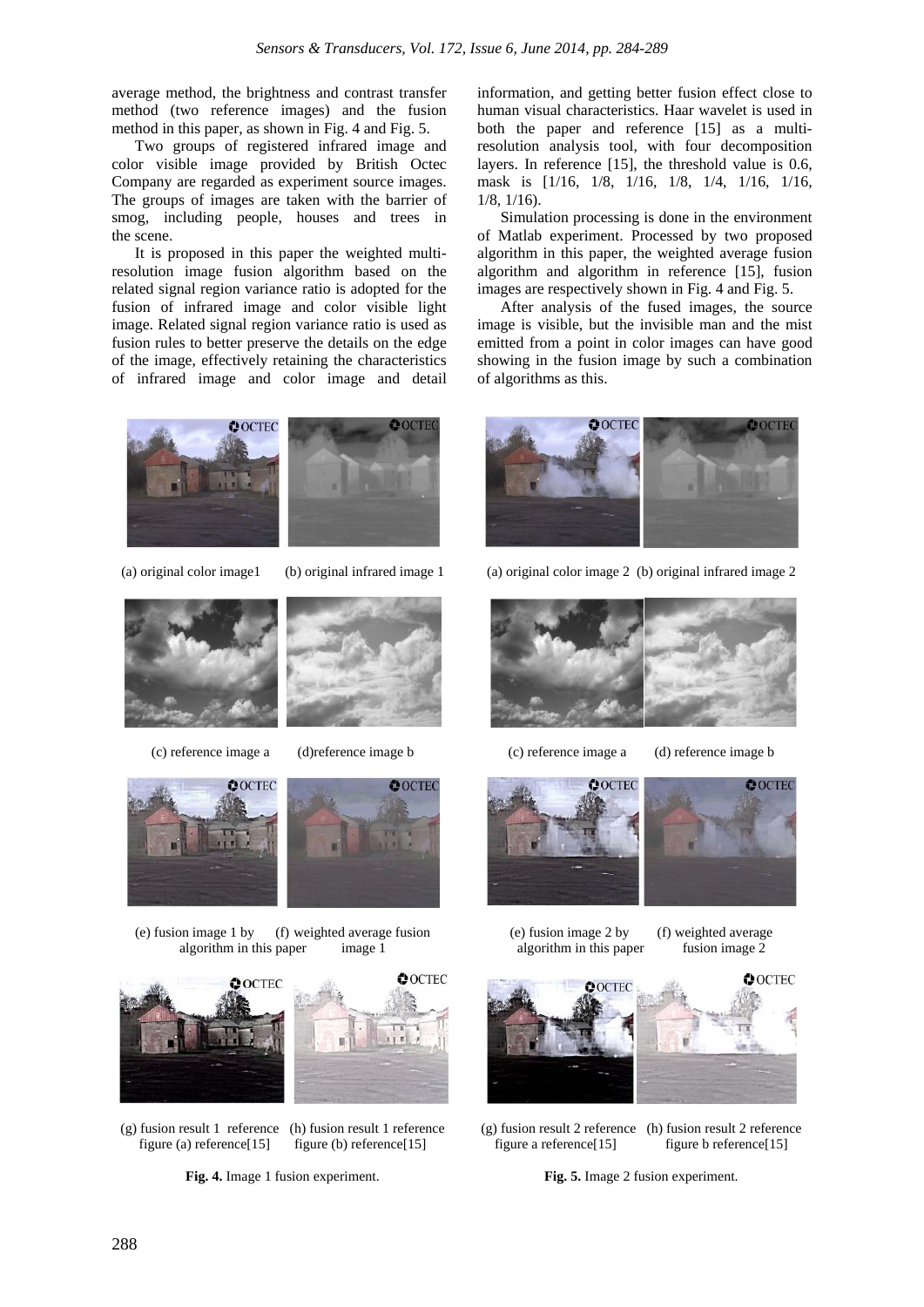average method, the brightness and contrast transfer method (two reference images) and the fusion method in this paper, as shown in Fig. 4 and Fig. 5.

Two groups of registered infrared image and color visible image provided by British Octec Company are regarded as experiment source images. The groups of images are taken with the barrier of smog, including people, houses and trees in the scene.

It is proposed in this paper the weighted multi-resolution image fusion algorithm based on the related signal region variance ratio is adopted for the fusion of infrared image and color visible light image. Related signal region variance ratio is used as fusion rules to better preserve the details on the edge of the image, effectively retaining the characteristics of infrared image and color image and detail information, and getting better fusion effect close to human visual characteristics. Haar wavelet is used in both the paper and reference [15] as a multi-resolution analysis tool, with four decomposition layers. In reference [15], the threshold value is 0.6, mask is [1/16, 1/8, 1/16, 1/8, 1/4, 1/16, 1/16, 1/8, 1/16).

Simulation processing is done in the environment of Matlab experiment. Processed by two proposed algorithm in this paper, the weighted average fusion algorithm and algorithm in reference [15], fusion images are respectively shown in Fig. 4 and Fig. 5.

After analysis of the fused images, the source image is visible, but the invisible man and the mist emitted from a point in color images can have good showing in the fusion image by such a combination of algorithms as this.

(a) original color image1 (b) original infrared image 1

(c) reference image a (d)reference image b

(e) fusion image 1 by algorithm in this paper (f) weighted average fusion image 1

(g) fusion result 1 reference figure (a) reference[15] (h) fusion result 1 reference figure (b) reference[15]

**Fig. 4.** Image 1 fusion experiment.

(a) original color image 2 (b) original infrared image 2

(c) reference image a (d) reference image b

(e) fusion image 2 by algorithm in this paper (f) weighted average fusion image 2

(g) fusion result 2 reference figure a reference[15] (h) fusion result 2 reference figure b reference[15]

**Fig. 5.** Image 2 fusion experiment.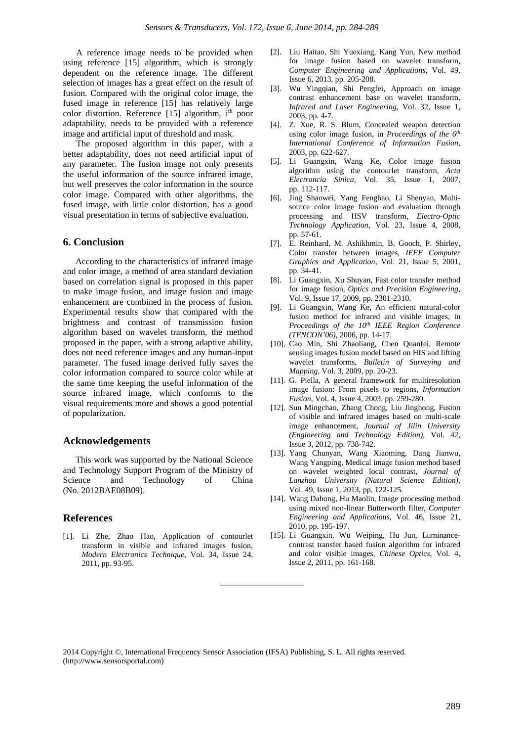A reference image needs to be provided when using reference [15] algorithm, which is strongly dependent on the reference image. The different selection of images has a great effect on the result of fusion. Compared with the original color image, the fused image in reference [15] has relatively large color distortion. Reference [15] algorithm, $i^{th}$ poor adaptability, needs to be provided with a reference image and artificial input of threshold and mask.

The proposed algorithm in this paper, with a better adaptability, does not need artificial input of any parameter. The fusion image not only presents the useful information of the source infrared image, but well preserves the color information in the source color image. Compared with other algorithms, the fused image, with little color distortion, has a good visual presentation in terms of subjective evaluation.

## 6. Conclusion

According to the characteristics of infrared image and color image, a method of area standard deviation based on correlation signal is proposed in this paper to make image fusion, and image fusion and image enhancement are combined in the process of fusion. Experimental results show that compared with the brightness and contrast of transmission fusion algorithm based on wavelet transform, the method proposed in the paper, with a strong adaptive ability, does not need reference images and any human-input parameter. The fused image derived fully saves the color information compared to source color while at the same time keeping the useful information of the source infrared image, which conforms to the visual requirements more and shows a good potential of popularization.

## Acknowledgements

This work was supported by the National Science and Technology Support Program of the Ministry of Science and Technology of China (No. 2012BAE08B09).

## References

[1]. Li Zhe, Zhao Hao, Application of contourlet transform in visible and infrared images fusion, *Modern Electronics Technique*, Vol. 34, Issue 24, 2011, pp. 93-95.

[2]. Liu Haitao, Shi Yuexiang, Kang Yun, New method for image fusion based on wavelet transform, *Computer Engineering and Applications*, Vol. 49, Issue 6, 2013, pp. 205-208.

[3]. Wu Yingqian, Shi Pengfei, Approach on image contrast enhancement base on wavelet transform, *Infrared and Laser Engineering*, Vol. 32, Issue 1, 2003, pp. 4-7.

[4]. Z. Xue, R. S. Blum, Concealed weapon detection using color image fusion, in *Proceedings of the 6th International Conference of Information Fusion*, 2003, pp. 622-627.

[5]. Li Guangxin, Wang Ke, Color image fusion algorithm using the contourlet transform, *Acta Electroncia Sinica*, Vol. 35, Issue 1, 2007, pp. 112-117.

[6]. Jing Shaowei, Yang Fengbao, Li Shenyan, Multi-source color image fusion and evaluation through processing and HSV transform, *Electro-Optic Technology Application*, Vol. 23, Issue 4, 2008, pp. 57-61.

[7]. E. Reinhard, M. Ashikhmin, B. Gooch, P. Shirley, Color transfer between images, *IEEE Computer Graphics and Application*, Vol. 21, Issue 5, 2001, pp. 34-41.

[8]. Li Guangxin, Xu Shuyan, Fast color transfer method for image fusion, *Optics and Precision Engineering*, Vol. 9, Issue 17, 2009, pp. 2301-2310.

[9]. Li Guangxin, Wang Ke, An efficient natural-color fusion method for infrared and visible images, in *Proceedings of the 10th IEEE Region Conference (TENCON'06)*, 2006, pp. 14-17.

[10]. Cao Min, Shi Zhaoliang, Chen Quanfei, Remote sensing images fusion model based on HIS and lifting wavelet transforms, *Bulletin of Surveying and Mapping*, Vol. 3, 2009, pp. 20-23.

[11]. G. Piella, A general framework for multiresolution image fusion: From pixels to regions, *Information Fusion*, Vol. 4, Issue 4, 2003, pp. 259-280.

[12]. Sun Mingchao, Zhang Chong, Liu Jinghong, Fusion of visible and infrared images based on multi-scale image enhancement, *Journal of Jilin University (Engineering and Technology Edition)*, Vol. 42, Issue 3, 2012, pp. 738-742.

[13]. Yang Chunyan, Wang Xiaoming, Dang Jianwu, Wang Yangping, Medical image fusion method based on wavelet weighted local contrast, *Journal of Lanzhou University (Natural Science Edition)*, Vol. 49, Issue 1, 2013, pp. 122-125.

[14]. Wang Dahong, Hu Maolin, Image processing method using mixed non-linear Butterworth filter, *Computer Engineering and Applications*, Vol. 46, Issue 21, 2010, pp. 195-197.

[15]. Li Guangxin, Wu Weiping, Hu Jun, Luminance-contrast transfer based fusion algorithm for infrared and color visible images, *Chinese Optics*, Vol. 4, Issue 2, 2011, pp. 161-168.

---

2014 Copyright ©, International Frequency Sensor Association (IFSA) Publishing, S. L. All rights reserved. (http://www.sensorsportal.com)